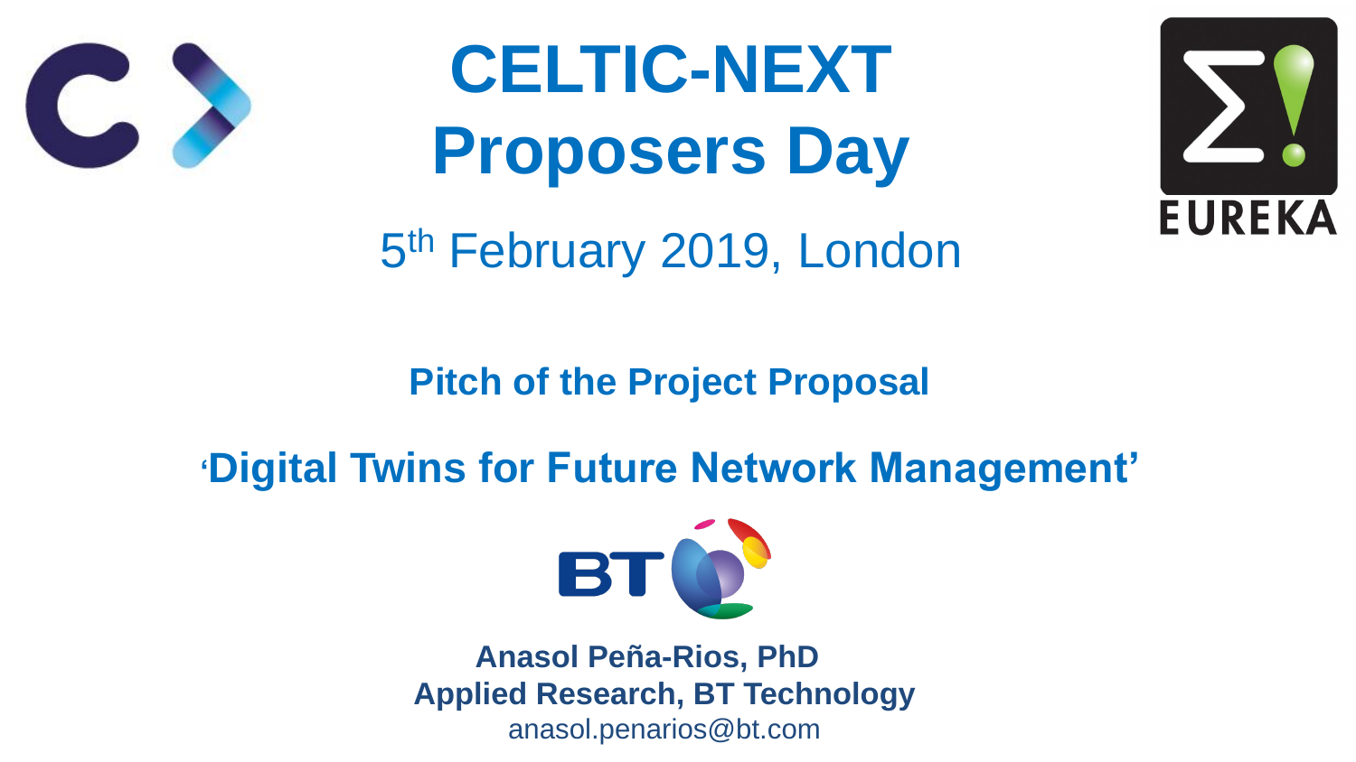# CELTIC-NEXT Proposers Day

5th February 2019, London

EUREKA

## Pitch of the Project Proposal

## ‘Digital Twins for Future Network Management’

BT

**Anasol Peña-Rios, PhD**
**Applied Research, BT Technology**
anasol.penarios@bt.com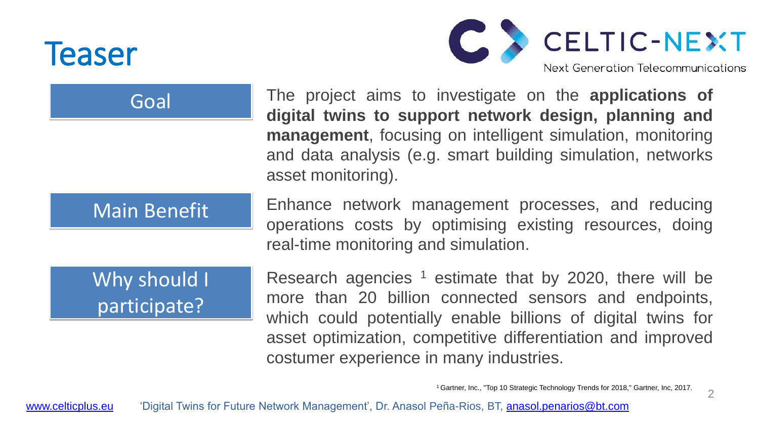# Teaser

CELTIC-NEXT
Next Generation Telecommunications

## Goal

The project aims to investigate on the **applications of digital twins to support network design, planning and management**, focusing on intelligent simulation, monitoring and data analysis (e.g. smart building simulation, networks asset monitoring).

## Main Benefit

Enhance network management processes, and reducing operations costs by optimising existing resources, doing real-time monitoring and simulation.

## Why should I participate?

Research agencies [1] estimate that by 2020, there will be more than 20 billion connected sensors and endpoints, which could potentially enable billions of digital twins for asset optimization, competitive differentiation and improved costumer experience in many industries.

[1] Gartner, Inc., "Top 10 Strategic Technology Trends for 2018," Gartner, Inc, 2017.

www.celticplus.eu 'Digital Twins for Future Network Management', Dr. Anasol Peña-Rios, BT, anasol.penarios@bt.com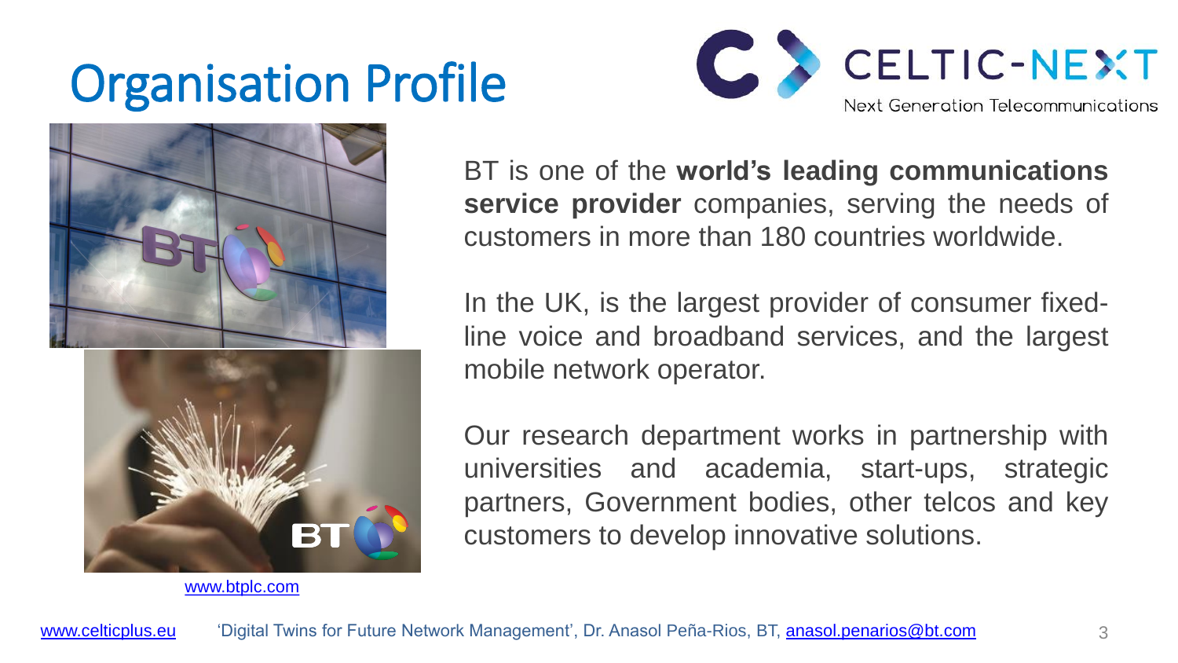# Organisation Profile

CELTIC-NEXT

Next Generation Telecommunications

BT is one of the **world's leading communications service provider** companies, serving the needs of customers in more than 180 countries worldwide.

In the UK, is the largest provider of consumer fixed-line voice and broadband services, and the largest mobile network operator.

Our research department works in partnership with universities and academia, start-ups, strategic partners, Government bodies, other telcos and key customers to develop innovative solutions.

www.btplc.com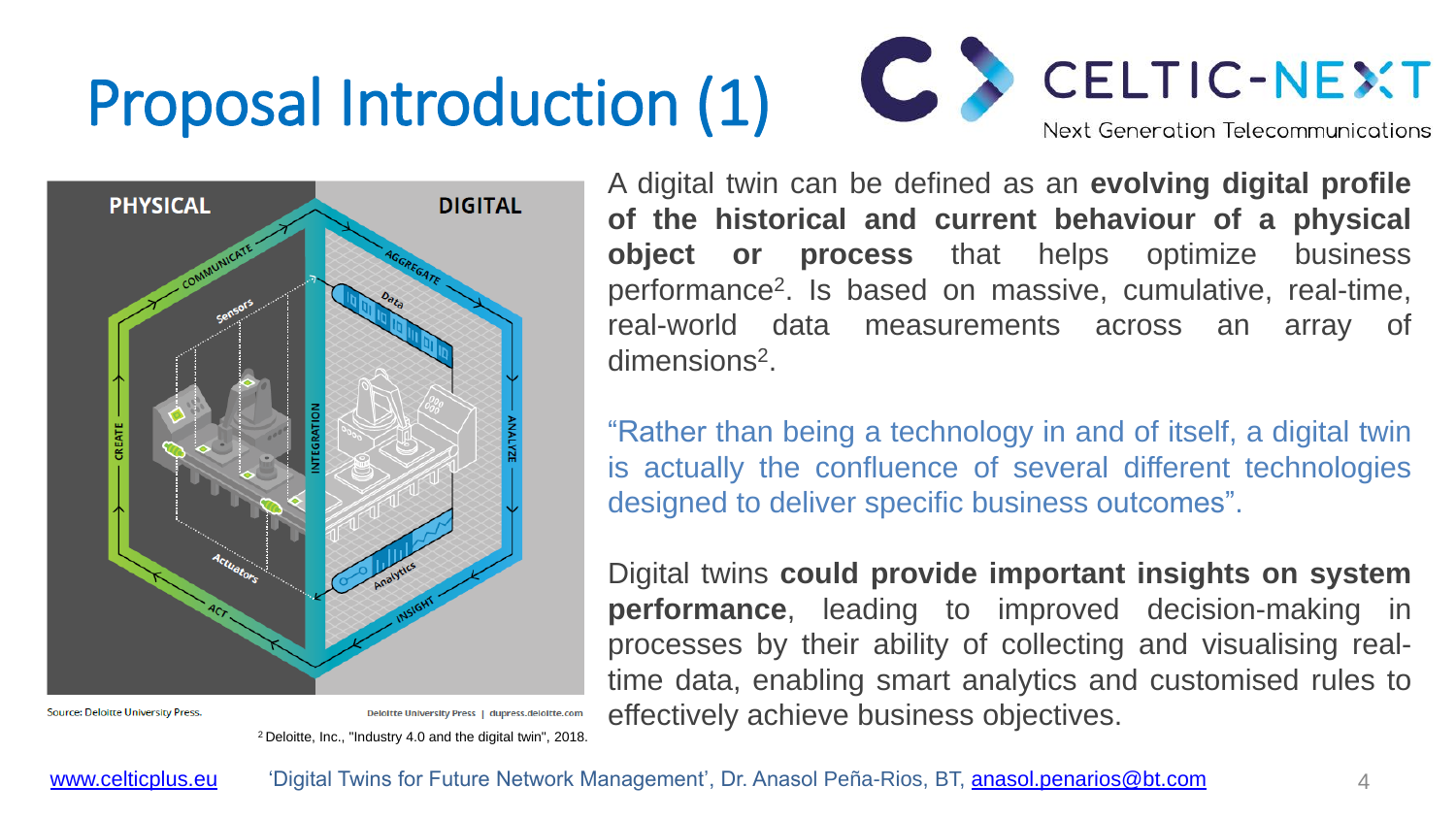# Proposal Introduction (1)

PHYSICAL

DIGITAL

COMMUNICATE

AGGREGATE

Sensors

Data

CREATE

INTEGRATION

ANALYZE

Actuators

Analytics

ACT

INSIGHT

Source: Deloitte University Press.

Deloitte University Press | dupress.deloitte.com

[2] Deloitte, Inc., "Industry 4.0 and the digital twin", 2018.

A digital twin can be defined as an **evolving digital profile of the historical and current behaviour of a physical object or process** that helps optimize business performance[2]. Is based on massive, cumulative, real-time, real-world data measurements across an array of dimensions[2].

"Rather than being a technology in and of itself, a digital twin is actually the confluence of several different technologies designed to deliver specific business outcomes".

Digital twins **could provide important insights on system performance**, leading to improved decision-making in processes by their ability of collecting and visualising real-time data, enabling smart analytics and customised rules to effectively achieve business objectives.

www.celticplus.eu 'Digital Twins for Future Network Management', Dr. Anasol Peña-Rios, BT, anasol.penarios@bt.com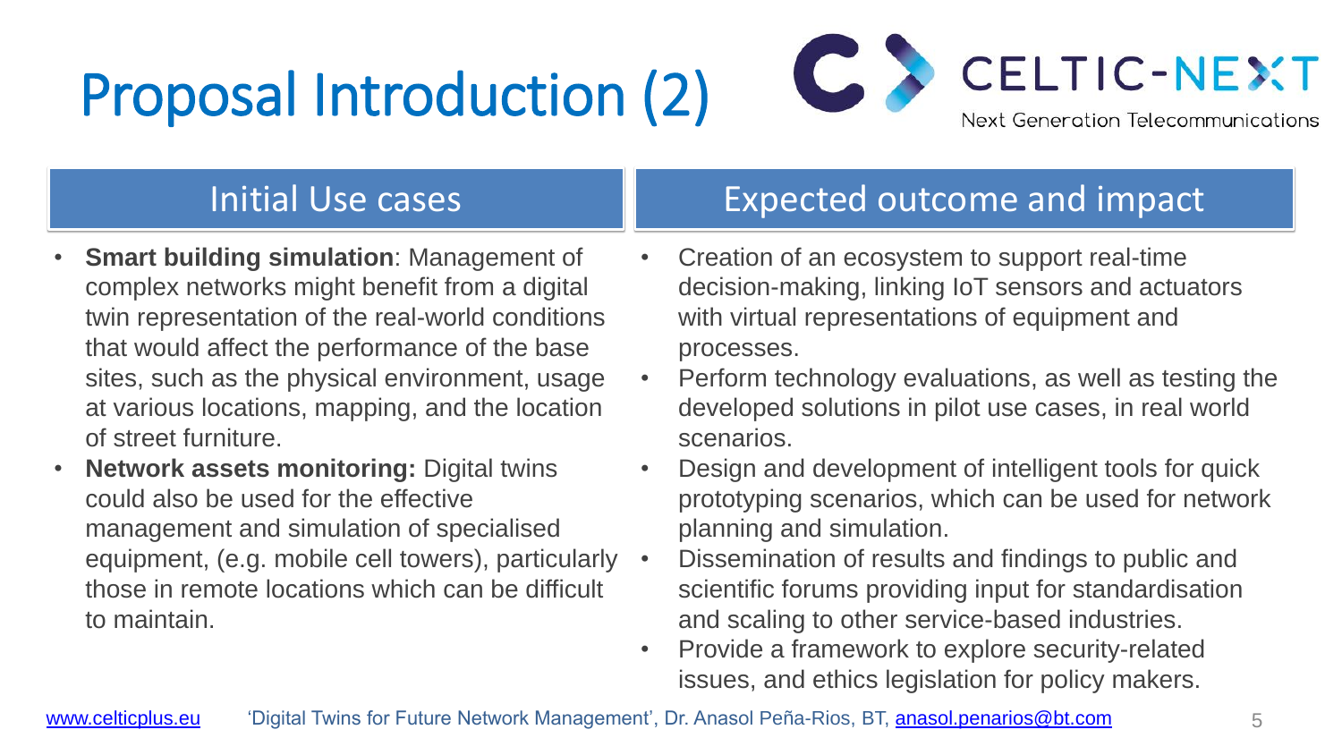# Proposal Introduction (2)

CELTIC-NEXT
Next Generation Telecommunications

## Initial Use cases

- **Smart building simulation**: Management of complex networks might benefit from a digital twin representation of the real-world conditions that would affect the performance of the base sites, such as the physical environment, usage at various locations, mapping, and the location of street furniture.
- **Network assets monitoring:** Digital twins could also be used for the effective management and simulation of specialised equipment, (e.g. mobile cell towers), particularly those in remote locations which can be difficult to maintain.

## Expected outcome and impact

- Creation of an ecosystem to support real-time decision-making, linking IoT sensors and actuators with virtual representations of equipment and processes.
- Perform technology evaluations, as well as testing the developed solutions in pilot use cases, in real world scenarios.
- Design and development of intelligent tools for quick prototyping scenarios, which can be used for network planning and simulation.
- Dissemination of results and findings to public and scientific forums providing input for standardisation and scaling to other service-based industries.
- Provide a framework to explore security-related issues, and ethics legislation for policy makers.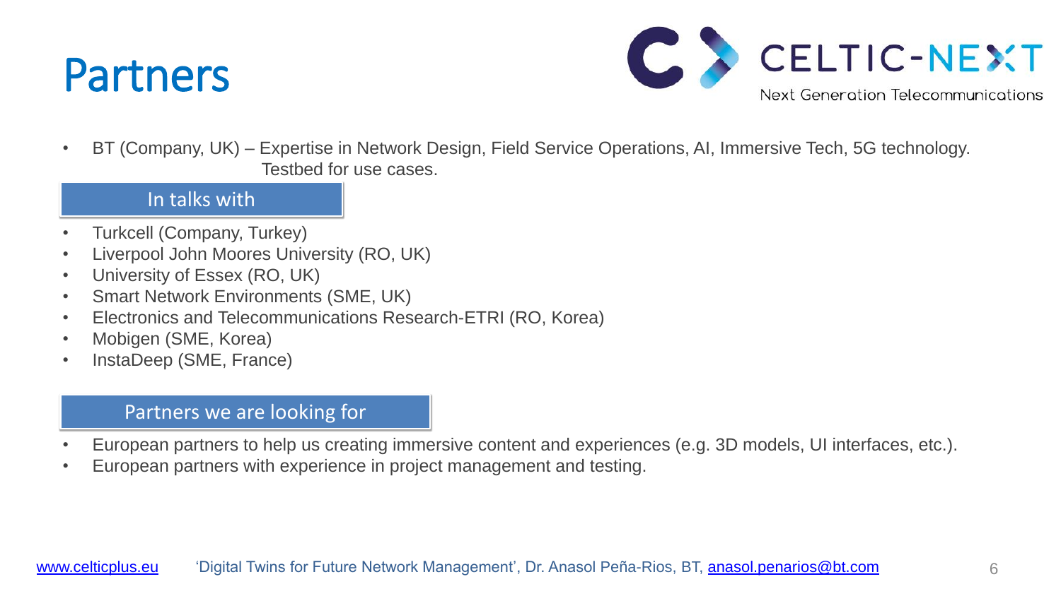# Partners

- BT (Company, UK) – Expertise in Network Design, Field Service Operations, AI, Immersive Tech, 5G technology. Testbed for use cases.

## In talks with

- Turkcell (Company, Turkey)
- Liverpool John Moores University (RO, UK)
- University of Essex (RO, UK)
- Smart Network Environments (SME, UK)
- Electronics and Telecommunications Research-ETRI (RO, Korea)
- Mobigen (SME, Korea)
- InstaDeep (SME, France)

## Partners we are looking for

- European partners to help us creating immersive content and experiences (e.g. 3D models, UI interfaces, etc.).
- European partners with experience in project management and testing.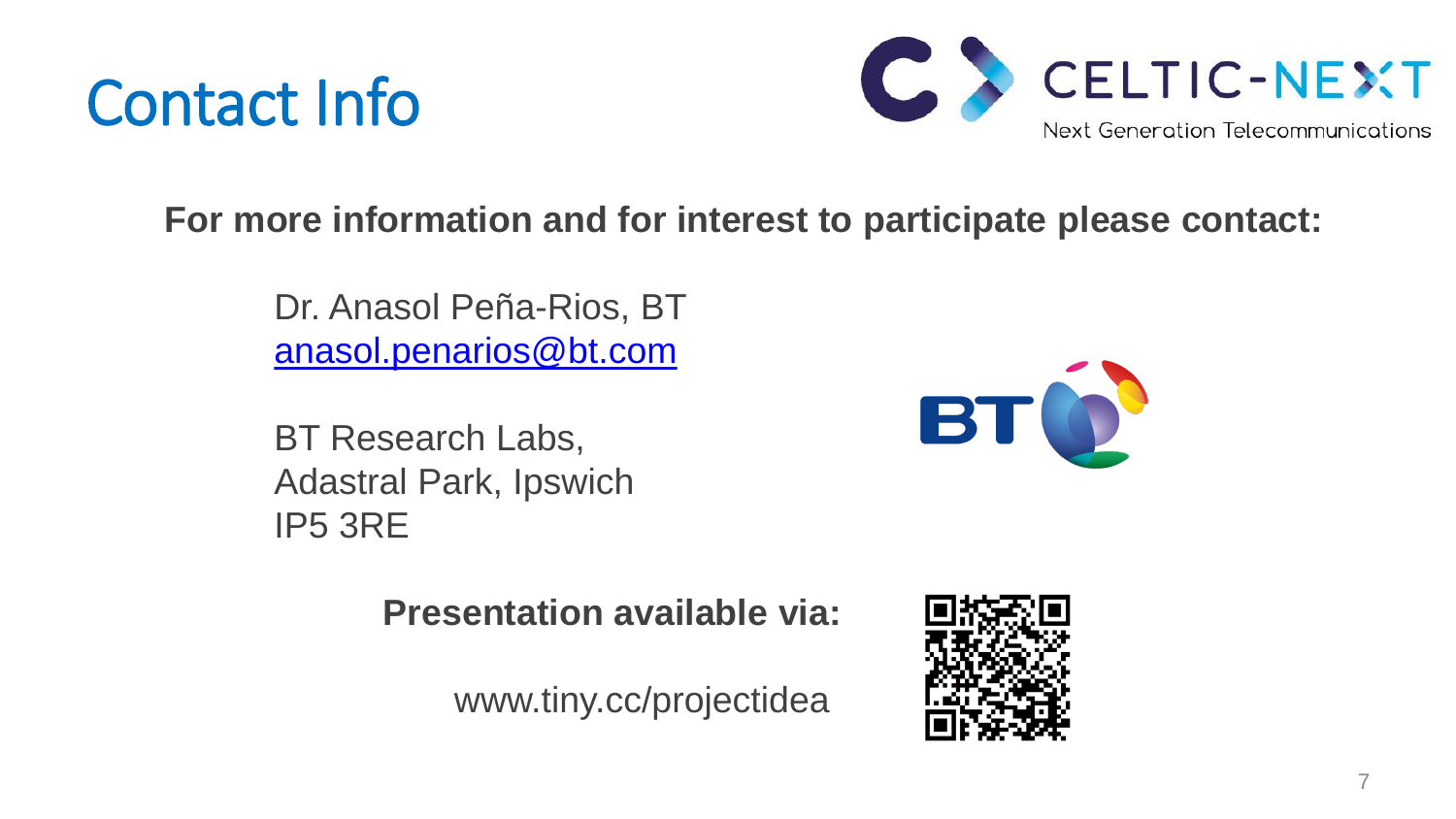# Contact Info

**For more information and for interest to participate please contact:**

Dr. Anasol Peña-Rios, BT
anasol.penarios@bt.com

BT Research Labs,
Adastral Park, Ipswich
IP5 3RE

**Presentation available via:**

www.tiny.cc/projectidea